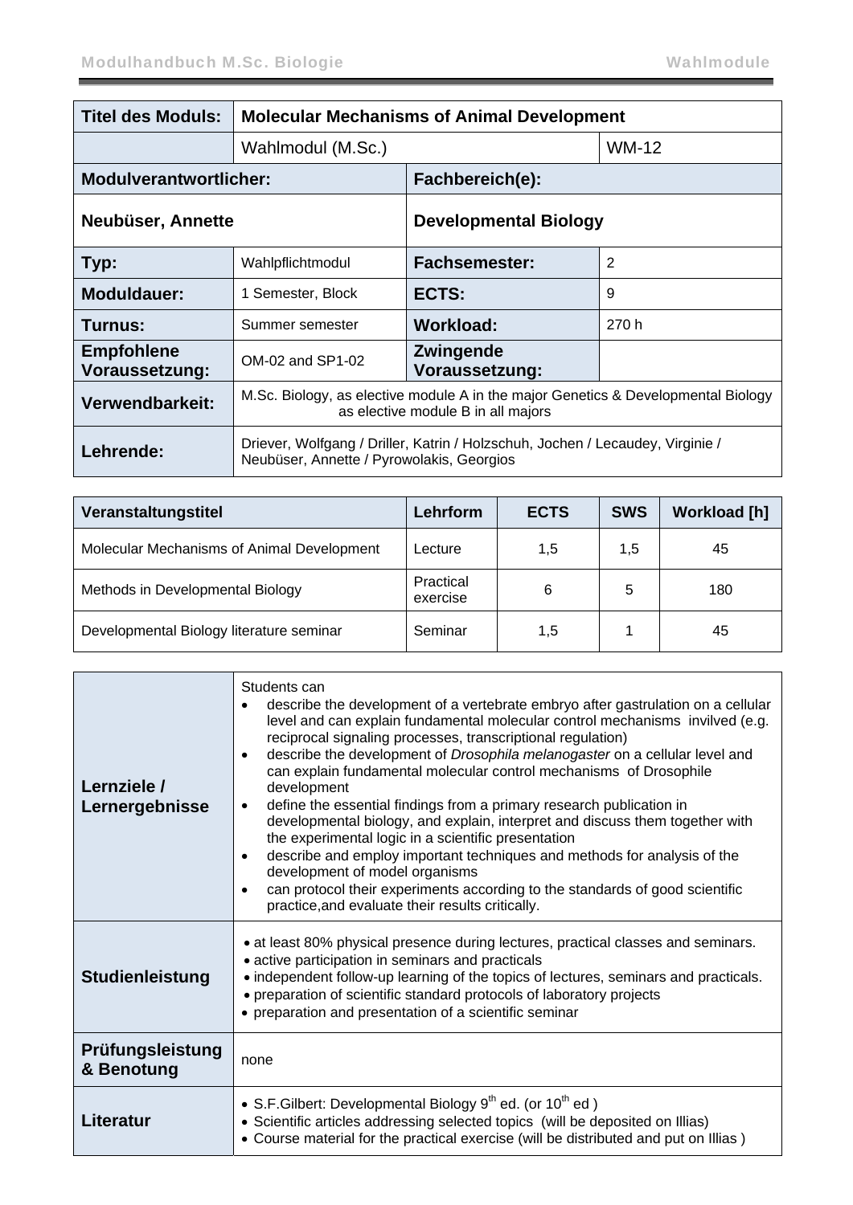| Titel des Moduls: | Molecular Mechanisms of Animal Development | | |
|---|---|---|---|
| | Wahlmodul (M.Sc.) | | WM-12 |
| **Modulverantwortlicher:** | | **Fachbereich(e):** | |
| **Neubüser, Annette** | | **Developmental Biology** | |
| **Typ:** | Wahlpflichtmodul | **Fachsemester:** | 2 |
| **Moduldauer:** | 1 Semester, Block | **ECTS:** | 9 |
| **Turnus:** | Summer semester | **Workload:** | 270 h |
| **Empfohlene Voraussetzung:** | OM-02 and SP1-02 | **Zwingende Voraussetzung:** | |
| **Verwendbarkeit:** | M.Sc. Biology, as elective module A in the major Genetics & Developmental Biology as elective module B in all majors | | |
| **Lehrende:** | Driever, Wolfgang / Driller, Katrin / Holzschuh, Jochen / Lecaudey, Virginie / Neubüser, Annette / Pyrowolakis, Georgios | | |

| Veranstaltungstitel | Lehrform | ECTS | SWS | Workload [h] |
|---|---|---|---|---|
| Molecular Mechanisms of Animal Development | Lecture | 1,5 | 1,5 | 45 |
| Methods in Developmental Biology | Practical exercise | 6 | 5 | 180 |
| Developmental Biology literature seminar | Seminar | 1,5 | 1 | 45 |

| | |
|---|---|
| **Lernziele / Lernergebnisse** | Students can<br>• describe the development of a vertebrate embryo after gastrulation on a cellular level and can explain fundamental molecular control mechanisms invilved (e.g. reciprocal signaling processes, transcriptional regulation)<br>• describe the development of *Drosophila melanogaster* on a cellular level and can explain fundamental molecular control mechanisms of Drosophile development<br>• define the essential findings from a primary research publication in developmental biology, and explain, interpret and discuss them together with the experimental logic in a scientific presentation<br>• describe and employ important techniques and methods for analysis of the development of model organisms<br>• can protocol their experiments according to the standards of good scientific practice,and evaluate their results critically. |
| **Studienleistung** | • at least 80% physical presence during lectures, practical classes and seminars.<br>• active participation in seminars and practicals<br>• independent follow-up learning of the topics of lectures, seminars and practicals.<br>• preparation of scientific standard protocols of laboratory projects<br>• preparation and presentation of a scientific seminar |
| **Prüfungsleistung & Benotung** | none |
| **Literatur** | • S.F.Gilbert: Developmental Biology 9th ed. (or 10th ed )<br>• Scientific articles addressing selected topics (will be deposited on Illias)<br>• Course material for the practical exercise (will be distributed and put on Illias ) |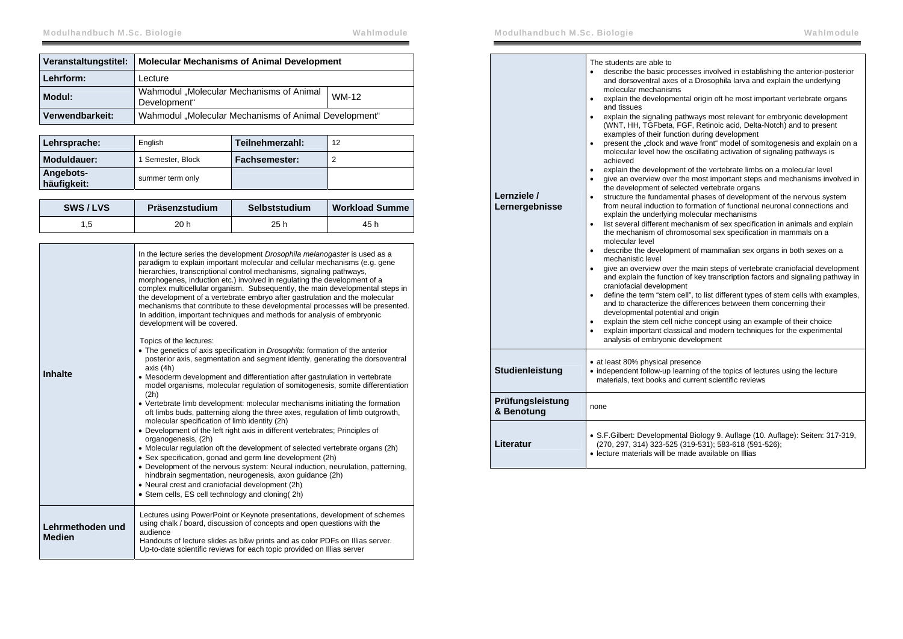| Veranstaltungstitel: | Molecular Mechanisms of Animal Development | |
|---|---|---|
| Lehrform: | Lecture | |
| Modul: | Wahmodul „Molecular Mechanisms of Animal Development“ | WM-12 |
| Verwendbarkeit: | Wahmodul „Molecular Mechanisms of Animal Development“ | |

| Lehrsprache: | English | Teilnehmerzahl: | 12 |
|---|---|---|---|
| Moduldauer: | 1 Semester, Block | Fachsemester: | 2 |
| Angebots-häufigkeit: | summer term only | | |

| SWS / LVS | Präsenzstudium | Selbststudium | Workload Summe |
|---|---|---|---|
| 1,5 | 20 h | 25 h | 45 h |

| | |
|---|---|
| **Inhalte** | In the lecture series the development *Drosophila melanogaster* is used as a paradigm to explain important molecular and cellular mechanisms (e.g. gene hierarchies, transcriptional control mechanisms, signaling pathways, morphogenes, induction etc.) involved in regulating the development of a complex multicellular organism. Subsequently, the main developmental steps in the development of a vertebrate embryo after gastrulation and the molecular mechanisms that contribute to these developmental processes will be presented. In addition, important techniques and methods for analysis of embryonic development will be covered.<br><br>Topics of the lectures:<br>• The genetics of axis specification in *Drosophila*: formation of the anterior posterior axis, segmentation and segment identiy, generating the dorsoventral axis (4h)<br>• Mesoderm development and differentiation after gastrulation in vertebrate model organisms, molecular regulation of somitogenesis, somite differentiation (2h)<br>• Vertebrate limb development: molecular mechanisms initiating the formation oft limbs buds, patterning along the three axes, regulation of limb outgrowth, molecular specification of limb identity (2h)<br>• Development of the left right axis in different vertebrates; Principles of organogenesis, (2h)<br>• Molecular regulation oft the development of selected vertebrate organs (2h)<br>• Sex specification, gonad and germ line development (2h)<br>• Development of the nervous system: Neural induction, neurulation, patterning, hindbrain segmentation, neurogenesis, axon guidance (2h)<br>• Neural crest and craniofacial development (2h)<br>• Stem cells, ES cell technology and cloning( 2h) |
| **Lehrmethoden und Medien** | Lectures using PowerPoint or Keynote presentations, development of schemes using chalk / board, discussion of concepts and open questions with the audience<br>Handouts of lecture slides as b&w prints and as color PDFs on Illias server.<br>Up-to-date scientific reviews for each topic provided on Illias server |
| **Lernziele / Lernergebnisse** | The students are able to<br>• describe the basic processes involved in establishing the anterior-posterior and dorsoventral axes of a Drosophila larva and explain the underlying molecular mechanisms<br>• explain the developmental origin oft he most important vertebrate organs and tissues<br>• explain the signaling pathways most relevant for embryonic development (WNT, HH, TGFbeta, FGF, Retinoic acid, Delta-Notch) and to present examples of their function during development<br>• present the „clock and wave front“ model of somitogenesis and explain on a molecular level how the oscillating activation of signaling pathways is achieved<br>• explain the development of the vertebrate limbs on a molecular level<br>• give an overview over the most important steps and mechanisms involved in the development of selected vertebrate organs<br>• structure the fundamental phases of development of the nervous system from neural induction to formation of functional neuronal connections and explain the underlying molecular mechanisms<br>• list several different mechanism of sex specification in animals and explain the mechanism of chromosomal sex specification in mammals on a molecular level<br>• describe the development of mammalian sex organs in both sexes on a mechanistic level<br>• give an overview over the main steps of vertebrate craniofacial development and explain the function of key transcription factors and signaling pathway in craniofacial development<br>• define the term "stem cell", to list different types of stem cells with examples, and to characterize the differences between them concerning their developmental potential and origin<br>• explain the stem cell niche concept using an example of their choice<br>• explain important classical and modern techniques for the experimental analysis of embryonic development |
| **Studienleistung** | • at least 80% physical presence<br>• independent follow-up learning of the topics of lectures using the lecture materials, text books and current scientific reviews |
| **Prüfungsleistung & Benotung** | none |
| **Literatur** | • S.F.Gilbert: Developmental Biology 9. Auflage (10. Auflage): Seiten: 317-319, (270, 297, 314) 323-525 (319-531); 583-618 (591-526);<br>• lecture materials will be made available on Illias |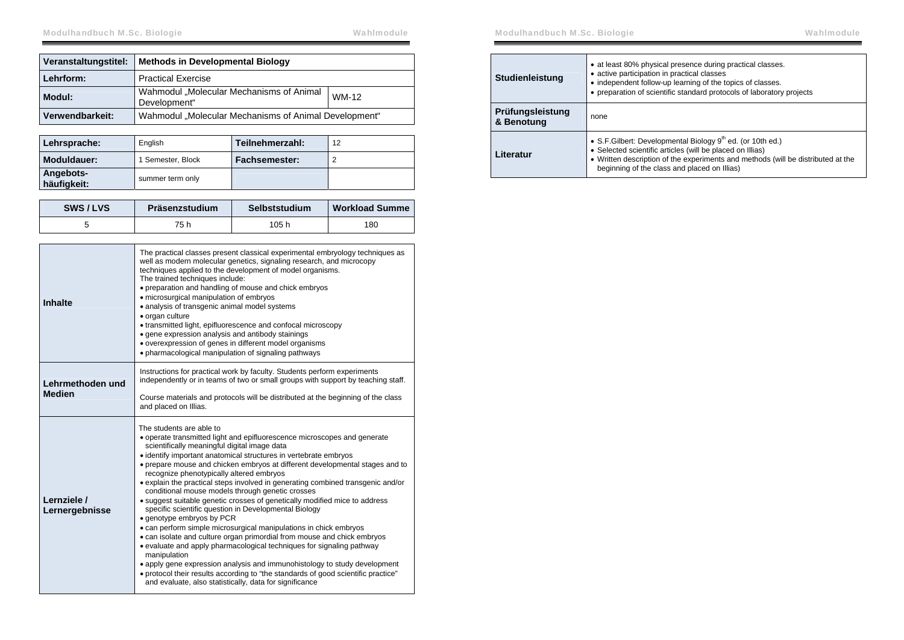| Veranstaltungstitel: | Methods in Developmental Biology | |
|---|---|---|
| Lehrform: | Practical Exercise | |
| Modul: | Wahmodul „Molecular Mechanisms of Animal Development“ | WM-12 |
| Verwendbarkeit: | Wahmodul „Molecular Mechanisms of Animal Development“ | |

| Lehrsprache: | English | Teilnehmerzahl: | 12 |
|---|---|---|---|
| Moduldauer: | 1 Semester, Block | Fachsemester: | 2 |
| Angebots-häufigkeit: | summer term only | | |

| SWS / LVS | Präsenzstudium | Selbststudium | Workload Summe |
|---|---|---|---|
| 5 | 75 h | 105 h | 180 |

| | |
|---|---|
| **Inhalte** | The practical classes present classical experimental embryology techniques as well as modern molecular genetics, signaling research, and microcopy techniques applied to the development of model organisms.<br>The trained techniques include:<br>• preparation and handling of mouse and chick embryos<br>• microsurgical manipulation of embryos<br>• analysis of transgenic animal model systems<br>• organ culture<br>• transmitted light, epifluorescence and confocal microscopy<br>• gene expression analysis and antibody stainings<br>• overexpression of genes in different model organisms<br>• pharmacological manipulation of signaling pathways |
| **Lehrmethoden und Medien** | Instructions for practical work by faculty. Students perform experiments independently or in teams of two or small groups with support by teaching staff.<br><br>Course materials and protocols will be distributed at the beginning of the class and placed on Illias. |
| **Lernziele / Lernergebnisse** | The students are able to<br>• operate transmitted light and epifluorescence microscopes and generate scientifically meaningful digital image data<br>• identify important anatomical structures in vertebrate embryos<br>• prepare mouse and chicken embryos at different developmental stages and to recognize phenotypically altered embryos<br>• explain the practical steps involved in generating combined transgenic and/or conditional mouse models through genetic crosses<br>• suggest suitable genetic crosses of genetically modified mice to address specific scientific question in Developmental Biology<br>• genotype embryos by PCR<br>• can perform simple microsurgical manipulations in chick embryos<br>• can isolate and culture organ primordial from mouse and chick embryos<br>• evaluate and apply pharmacological techniques for signaling pathway manipulation<br>• apply gene expression analysis and immunohistology to study development<br>• protocol their results according to “the standards of good scientific practice” and evaluate, also statistically, data for significance |
| **Studienleistung** | • at least 80% physical presence during practical classes.<br>• active participation in practical classes<br>• independent follow-up learning of the topics of classes.<br>• preparation of scientific standard protocols of laboratory projects |
| **Prüfungsleistung & Benotung** | none |
| **Literatur** | • S.F.Gilbert: Developmental Biology 9th ed. (or 10th ed.)<br>• Selected scientific articles (will be placed on Illias)<br>• Written description of the experiments and methods (will be distributed at the beginning of the class and placed on Illias) |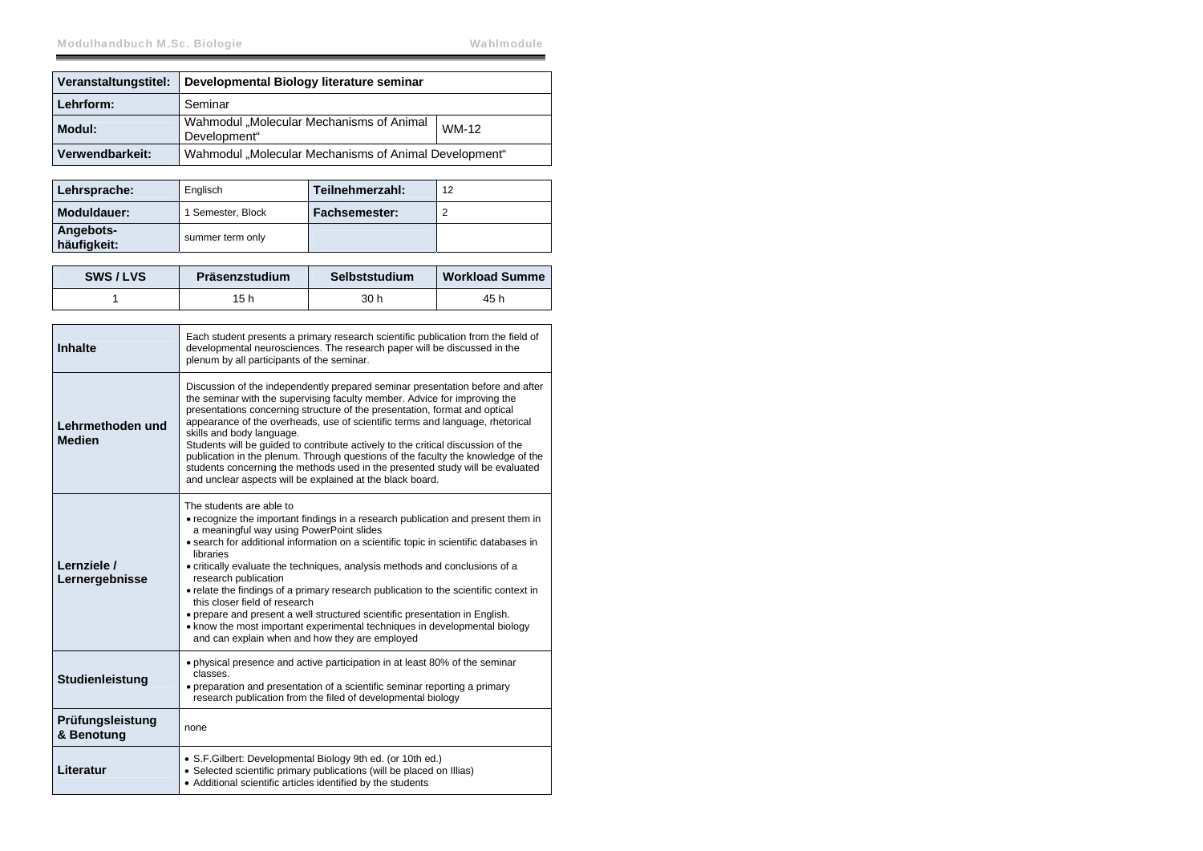| | | |
|---|---|---|
| **Veranstaltungstitel:** | **Developmental Biology literature seminar** | |
| **Lehrform:** | Seminar | |
| **Modul:** | Wahmodul „Molecular Mechanisms of Animal Development“ | WM-12 |
| **Verwendbarkeit:** | Wahmodul „Molecular Mechanisms of Animal Development“ | |

| | | | |
|---|---|---|---|
| **Lehrsprache:** | Englisch | **Teilnehmerzahl:** | 12 |
| **Moduldauer:** | 1 Semester, Block | **Fachsemester:** | 2 |
| **Angebots-häufigkeit:** | summer term only | | |

| SWS / LVS | Präsenzstudium | Selbststudium | Workload Summe |
|---|---|---|---|
| 1 | 15 h | 30 h | 45 h |

| | |
|---|---|
| **Inhalte** | Each student presents a primary research scientific publication from the field of developmental neurosciences. The research paper will be discussed in the plenum by all participants of the seminar. |
| **Lehrmethoden und Medien** | Discussion of the independently prepared seminar presentation before and after the seminar with the supervising faculty member. Advice for improving the presentations concerning structure of the presentation, format and optical appearance of the overheads, use of scientific terms and language, rhetorical skills and body language.<br>Students will be guided to contribute actively to the critical discussion of the publication in the plenum. Through questions of the faculty the knowledge of the students concerning the methods used in the presented study will be evaluated and unclear aspects will be explained at the black board. |
| **Lernziele / Lernergebnisse** | The students are able to<br>• recognize the important findings in a research publication and present them in a meaningful way using PowerPoint slides<br>• search for additional information on a scientific topic in scientific databases in libraries<br>• critically evaluate the techniques, analysis methods and conclusions of a research publication<br>• relate the findings of a primary research publication to the scientific context in this closer field of research<br>• prepare and present a well structured scientific presentation in English.<br>• know the most important experimental techniques in developmental biology and can explain when and how they are employed |
| **Studienleistung** | • physical presence and active participation in at least 80% of the seminar classes.<br>• preparation and presentation of a scientific seminar reporting a primary research publication from the filed of developmental biology |
| **Prüfungsleistung & Benotung** | none |
| **Literatur** | • S.F.Gilbert: Developmental Biology 9th ed. (or 10th ed.)<br>• Selected scientific primary publications (will be placed on Illias)<br>• Additional scientific articles identified by the students |